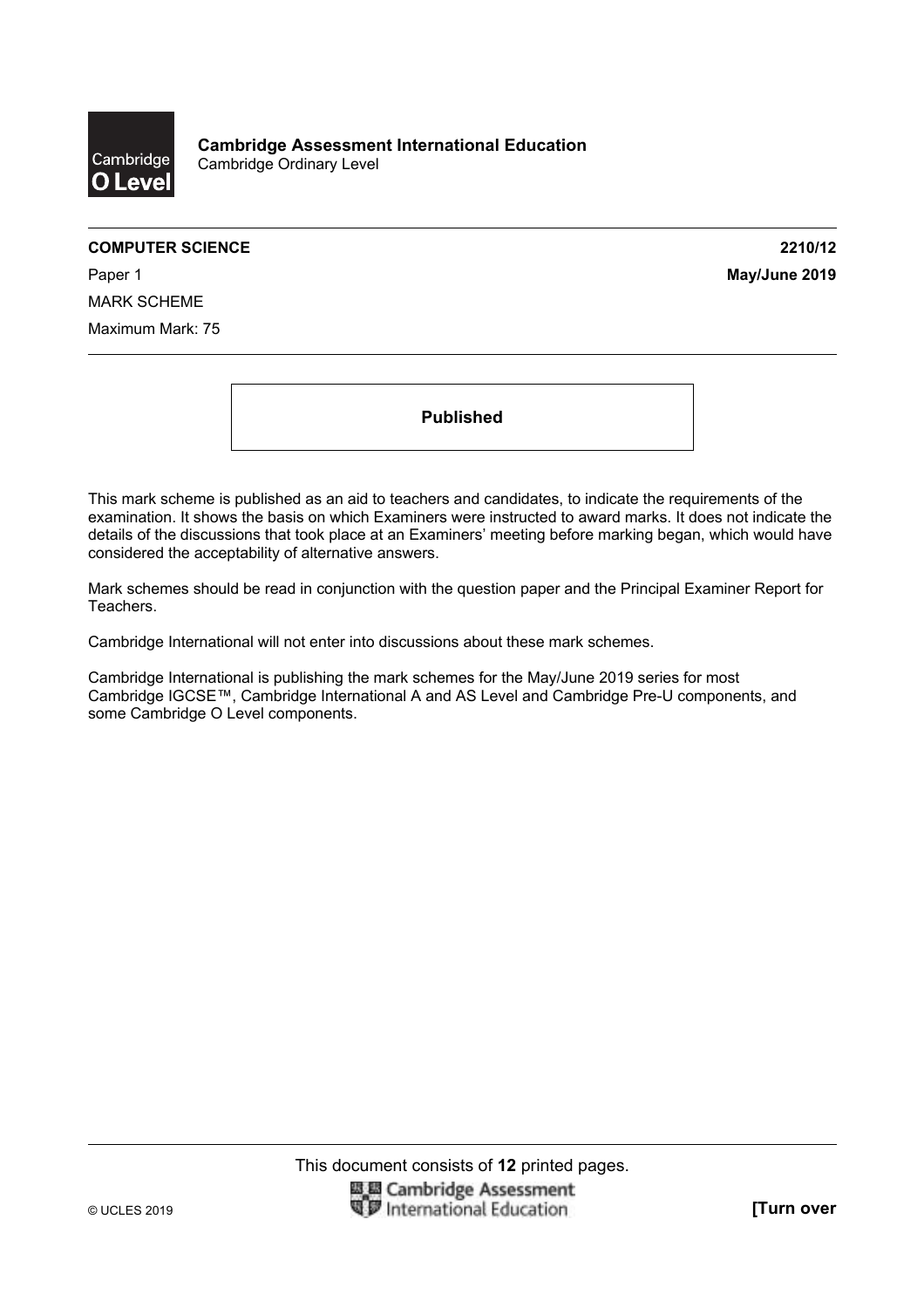**Cambridge Assessment International Education**
Cambridge Ordinary Level

**COMPUTER SCIENCE** **2210/12**

Paper 1 **May/June 2019**

MARK SCHEME

Maximum Mark: 75

**Published**

This mark scheme is published as an aid to teachers and candidates, to indicate the requirements of the examination. It shows the basis on which Examiners were instructed to award marks. It does not indicate the details of the discussions that took place at an Examiners' meeting before marking began, which would have considered the acceptability of alternative answers.

Mark schemes should be read in conjunction with the question paper and the Principal Examiner Report for Teachers.

Cambridge International will not enter into discussions about these mark schemes.

Cambridge International is publishing the mark schemes for the May/June 2019 series for most Cambridge IGCSE™, Cambridge International A and AS Level and Cambridge Pre-U components, and some Cambridge O Level components.

This document consists of **12** printed pages.

© UCLES 2019 **[Turn over**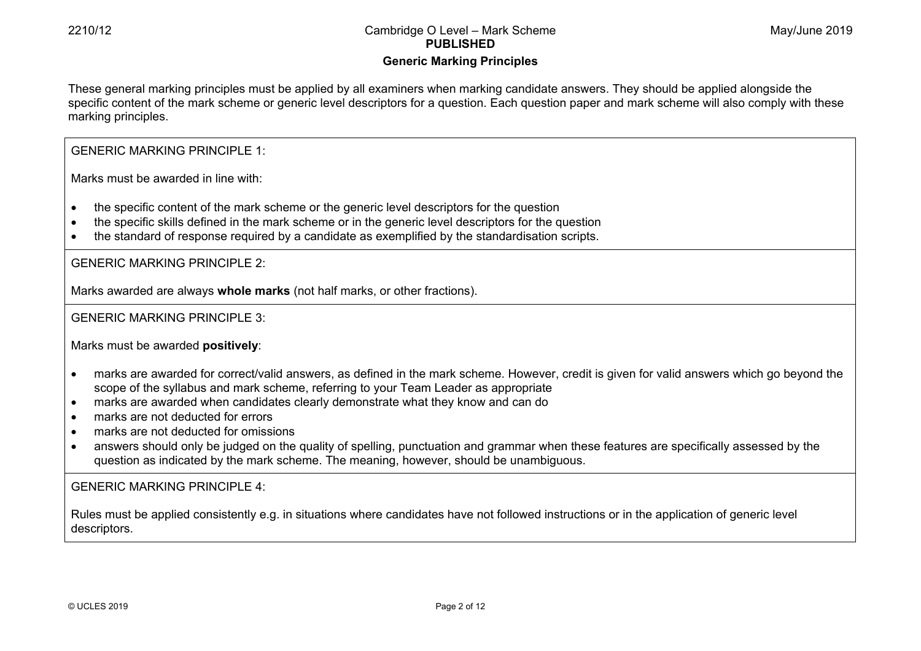**PUBLISHED**

## Generic Marking Principles

These general marking principles must be applied by all examiners when marking candidate answers. They should be applied alongside the specific content of the mark scheme or generic level descriptors for a question. Each question paper and mark scheme will also comply with these marking principles.

GENERIC MARKING PRINCIPLE 1:

Marks must be awarded in line with:

- the specific content of the mark scheme or the generic level descriptors for the question
- the specific skills defined in the mark scheme or in the generic level descriptors for the question
- the standard of response required by a candidate as exemplified by the standardisation scripts.

GENERIC MARKING PRINCIPLE 2:

Marks awarded are always **whole marks** (not half marks, or other fractions).

GENERIC MARKING PRINCIPLE 3:

Marks must be awarded **positively**:

- marks are awarded for correct/valid answers, as defined in the mark scheme. However, credit is given for valid answers which go beyond the scope of the syllabus and mark scheme, referring to your Team Leader as appropriate
- marks are awarded when candidates clearly demonstrate what they know and can do
- marks are not deducted for errors
- marks are not deducted for omissions
- answers should only be judged on the quality of spelling, punctuation and grammar when these features are specifically assessed by the question as indicated by the mark scheme. The meaning, however, should be unambiguous.

GENERIC MARKING PRINCIPLE 4:

Rules must be applied consistently e.g. in situations where candidates have not followed instructions or in the application of generic level descriptors.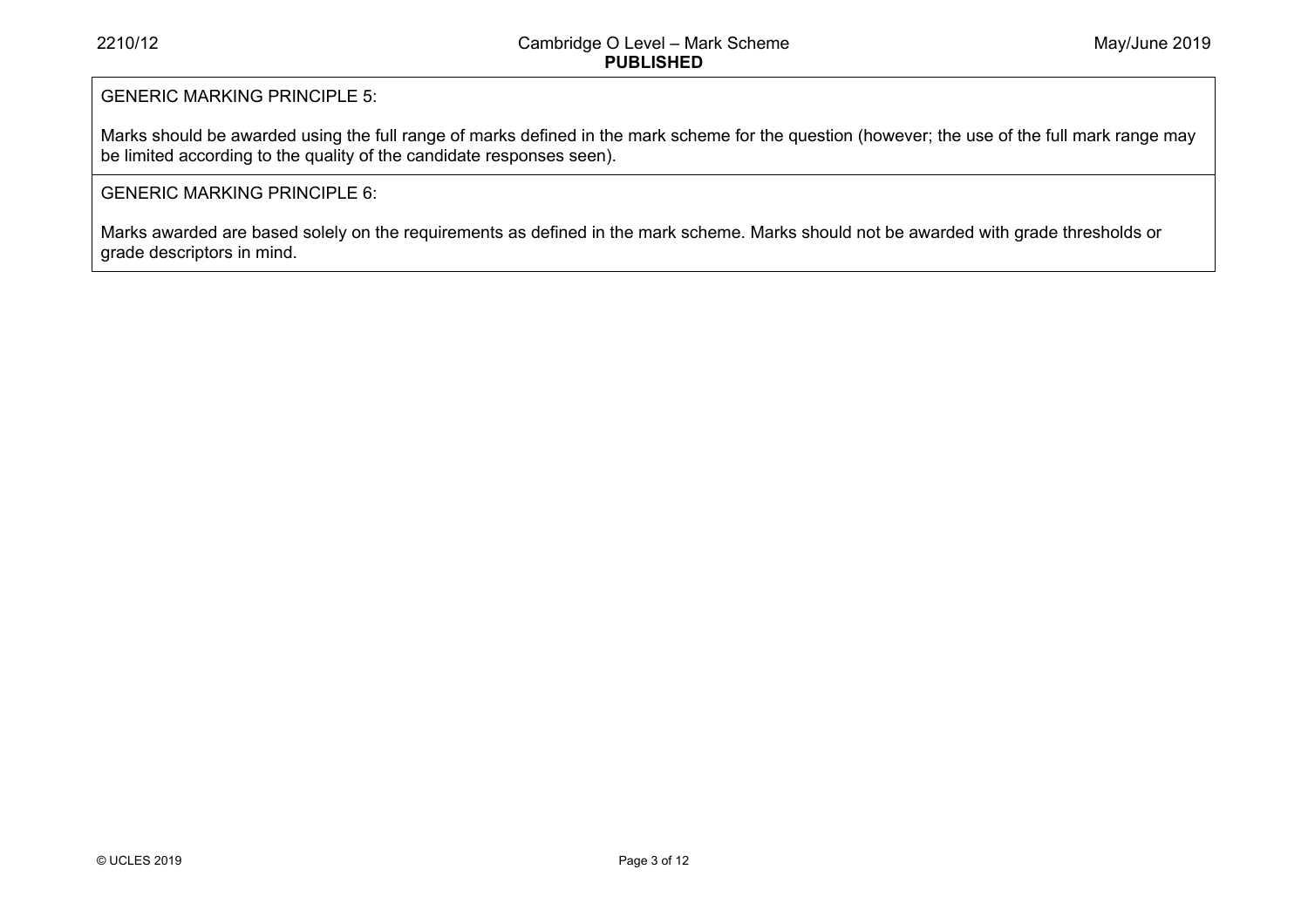GENERIC MARKING PRINCIPLE 5:

Marks should be awarded using the full range of marks defined in the mark scheme for the question (however; the use of the full mark range may be limited according to the quality of the candidate responses seen).

GENERIC MARKING PRINCIPLE 6:

Marks awarded are based solely on the requirements as defined in the mark scheme. Marks should not be awarded with grade thresholds or grade descriptors in mind.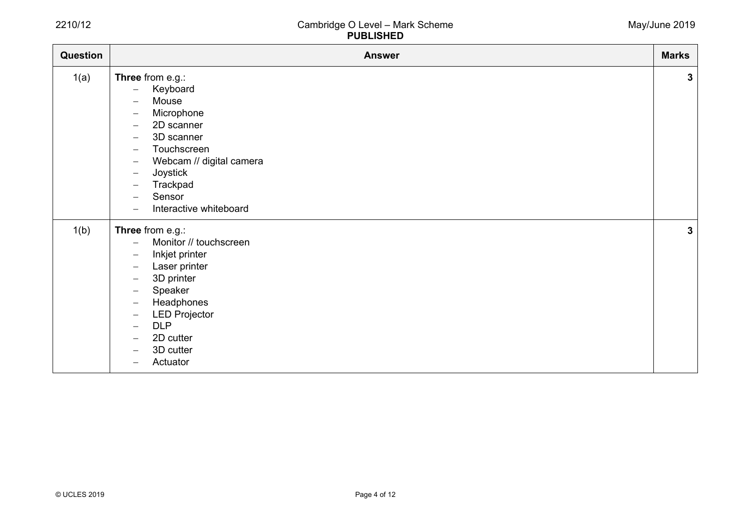| Question | Answer | Marks |
|---|---|---|
| 1(a) | **Three** from e.g.:<br>– Keyboard<br>– Mouse<br>– Microphone<br>– 2D scanner<br>– 3D scanner<br>– Touchscreen<br>– Webcam // digital camera<br>– Joystick<br>– Trackpad<br>– Sensor<br>– Interactive whiteboard | **3** |
| 1(b) | **Three** from e.g.:<br>– Monitor // touchscreen<br>– Inkjet printer<br>– Laser printer<br>– 3D printer<br>– Speaker<br>– Headphones<br>– LED Projector<br>– DLP<br>– 2D cutter<br>– 3D cutter<br>– Actuator | **3** |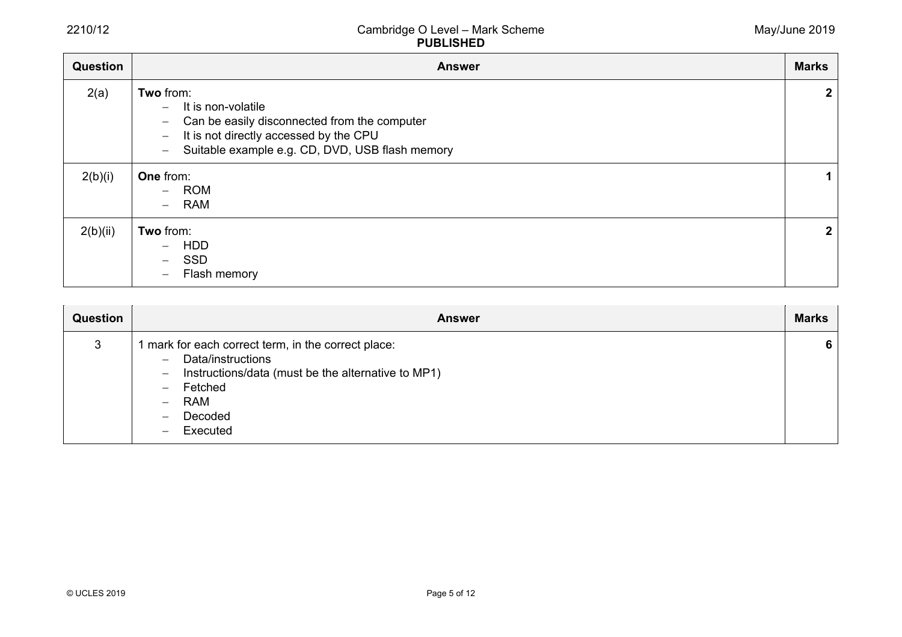| Question | Answer | Marks |
|---|---|---|
| 2(a) | **Two** from:<br>– It is non-volatile<br>– Can be easily disconnected from the computer<br>– It is not directly accessed by the CPU<br>– Suitable example e.g. CD, DVD, USB flash memory | **2** |
| 2(b)(i) | **One** from:<br>– ROM<br>– RAM | **1** |
| 2(b)(ii) | **Two** from:<br>– HDD<br>– SSD<br>– Flash memory | **2** |

| Question | Answer | Marks |
|---|---|---|
| 3 | 1 mark for each correct term, in the correct place:<br>– Data/instructions<br>– Instructions/data (must be the alternative to MP1)<br>– Fetched<br>– RAM<br>– Decoded<br>– Executed | **6** |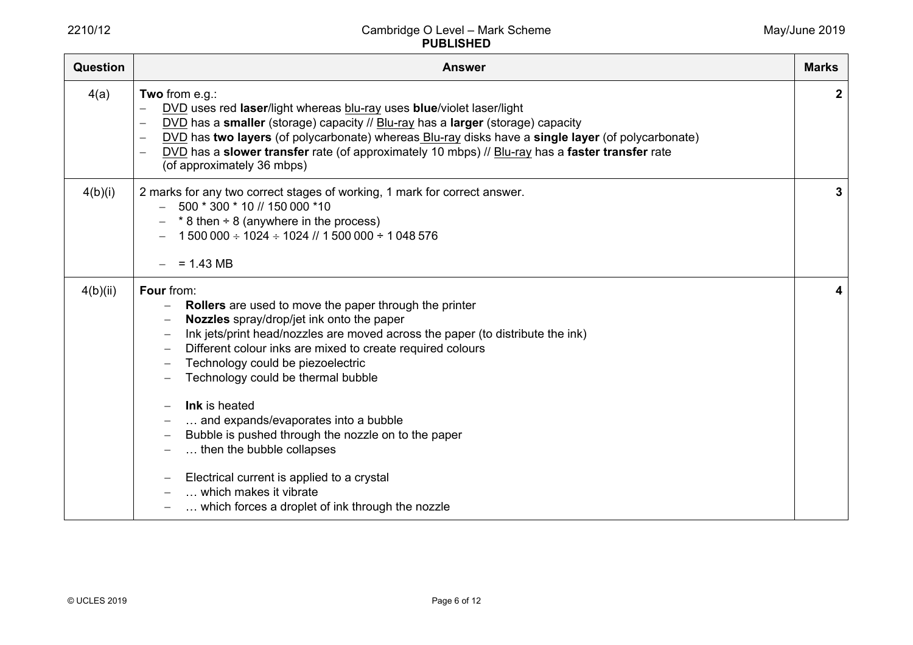| Question | Answer | Marks |
|---|---|---|
| 4(a) | **Two** from e.g.:<br>– DVD uses red **laser**/light whereas blu-ray uses **blue**/violet laser/light<br>– DVD has a **smaller** (storage) capacity // Blu-ray has a **larger** (storage) capacity<br>– DVD has **two layers** (of polycarbonate) whereas Blu-ray disks have a **single layer** (of polycarbonate)<br>– DVD has a **slower transfer** rate (of approximately 10 mbps) // Blu-ray has a **faster transfer** rate (of approximately 36 mbps) | **2** |
| 4(b)(i) | 2 marks for any two correct stages of working, 1 mark for correct answer.<br>– 500 * 300 * 10 // 150 000 *10<br>– * 8 then ÷ 8 (anywhere in the process)<br>– 1 500 000 ÷ 1024 ÷ 1024 // 1 500 000 ÷ 1 048 576<br><br>– = 1.43 MB | **3** |
| 4(b)(ii) | **Four** from:<br>– **Rollers** are used to move the paper through the printer<br>– **Nozzles** spray/drop/jet ink onto the paper<br>– Ink jets/print head/nozzles are moved across the paper (to distribute the ink)<br>– Different colour inks are mixed to create required colours<br>– Technology could be piezoelectric<br>– Technology could be thermal bubble<br><br>– **Ink** is heated<br>– … and expands/evaporates into a bubble<br>– Bubble is pushed through the nozzle on to the paper<br>– … then the bubble collapses<br><br>– Electrical current is applied to a crystal<br>– … which makes it vibrate<br>– … which forces a droplet of ink through the nozzle | **4** |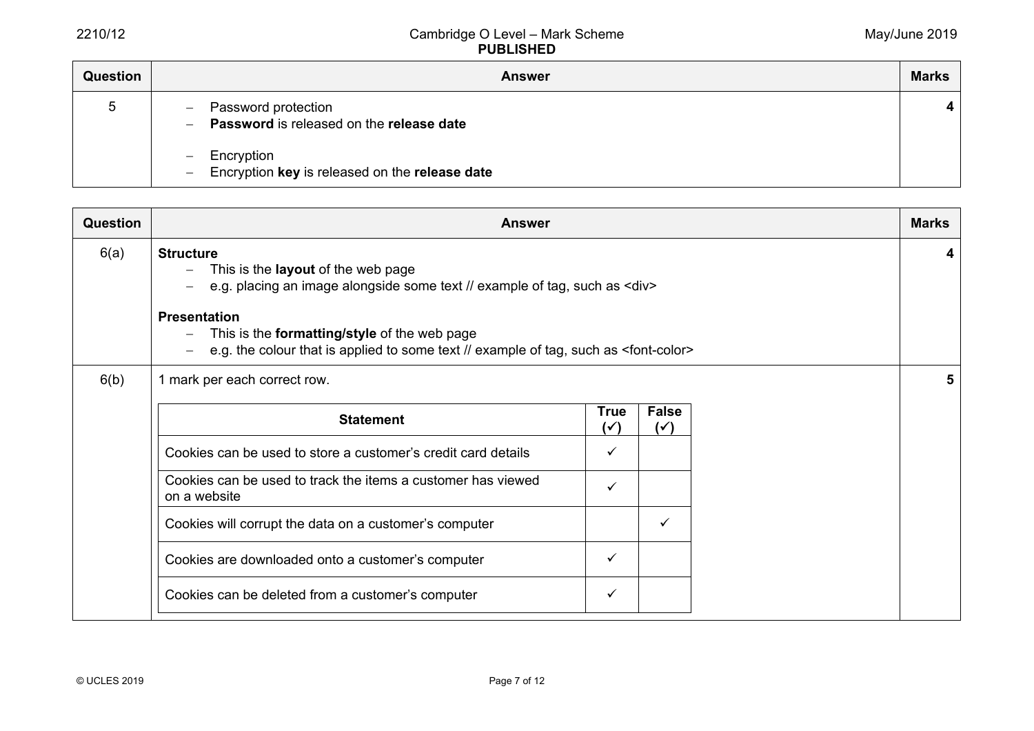| Question | Answer | Marks |
|---|---|---|
| 5 | – Password protection<br>– **Password** is released on the **release date**<br><br>– Encryption<br>– Encryption **key** is released on the **release date** | 4 |

| Question | Answer | Marks |
|---|---|---|
| 6(a) | **Structure**<br>– This is the **layout** of the web page<br>– e.g. placing an image alongside some text // example of tag, such as <div><br><br>**Presentation**<br>– This is the **formatting/style** of the web page<br>– e.g. the colour that is applied to some text // example of tag, such as <font-color> | 4 |
| 6(b) | 1 mark per each correct row. | 5 |

| Statement | True (✓) | False (✓) |
|---|---|---|
| Cookies can be used to store a customer's credit card details | ✓ | |
| Cookies can be used to track the items a customer has viewed on a website | ✓ | |
| Cookies will corrupt the data on a customer's computer | | ✓ |
| Cookies are downloaded onto a customer's computer | ✓ | |
| Cookies can be deleted from a customer's computer | ✓ | |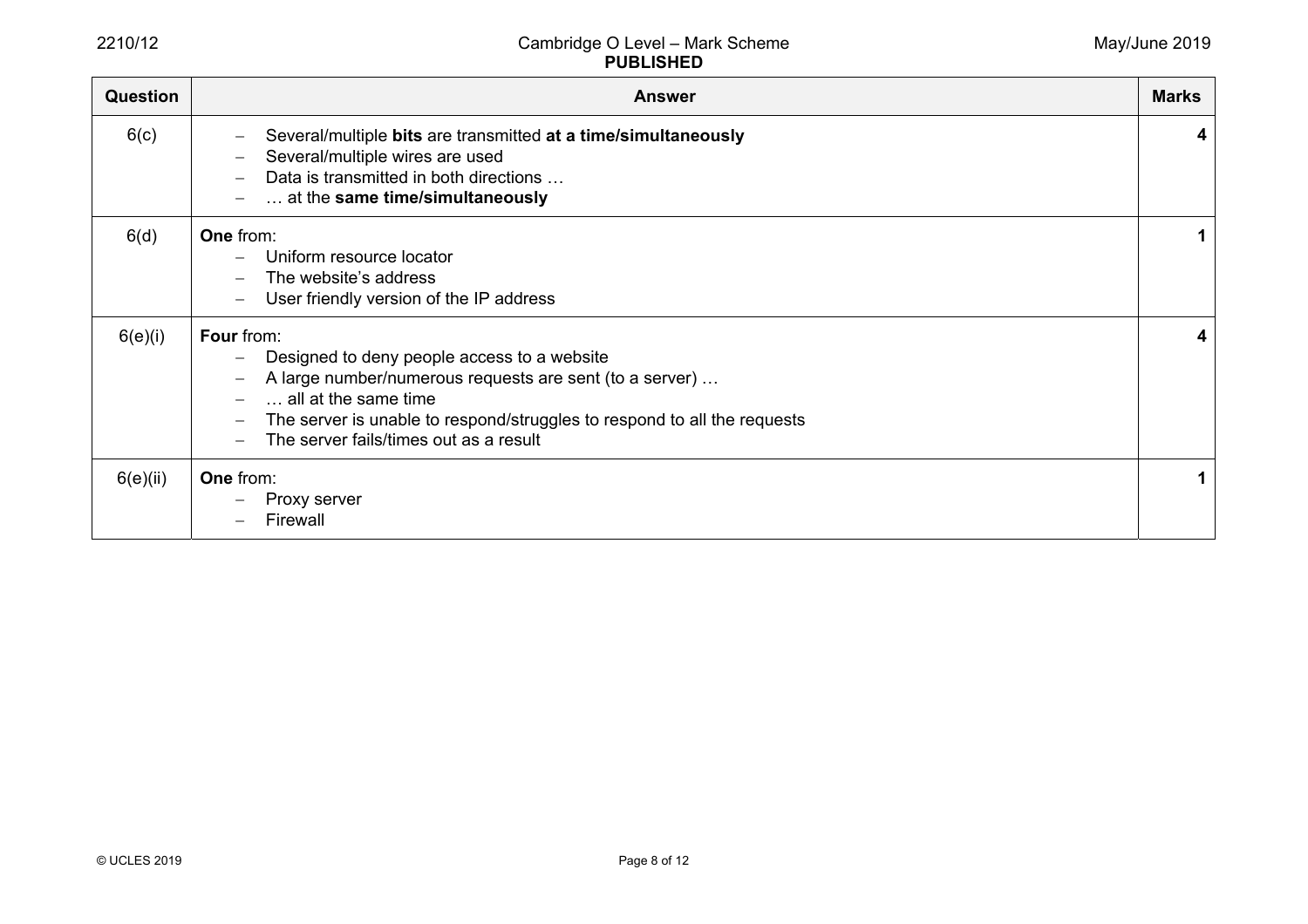| Question | Answer | Marks |
|---|---|---|
| 6(c) | – Several/multiple **bits** are transmitted **at a time/simultaneously**<br>– Several/multiple wires are used<br>– Data is transmitted in both directions …<br>– … at the **same time/simultaneously** | 4 |
| 6(d) | **One** from:<br>– Uniform resource locator<br>– The website's address<br>– User friendly version of the IP address | 1 |
| 6(e)(i) | **Four** from:<br>– Designed to deny people access to a website<br>– A large number/numerous requests are sent (to a server) …<br>– … all at the same time<br>– The server is unable to respond/struggles to respond to all the requests<br>– The server fails/times out as a result | 4 |
| 6(e)(ii) | **One** from:<br>– Proxy server<br>– Firewall | 1 |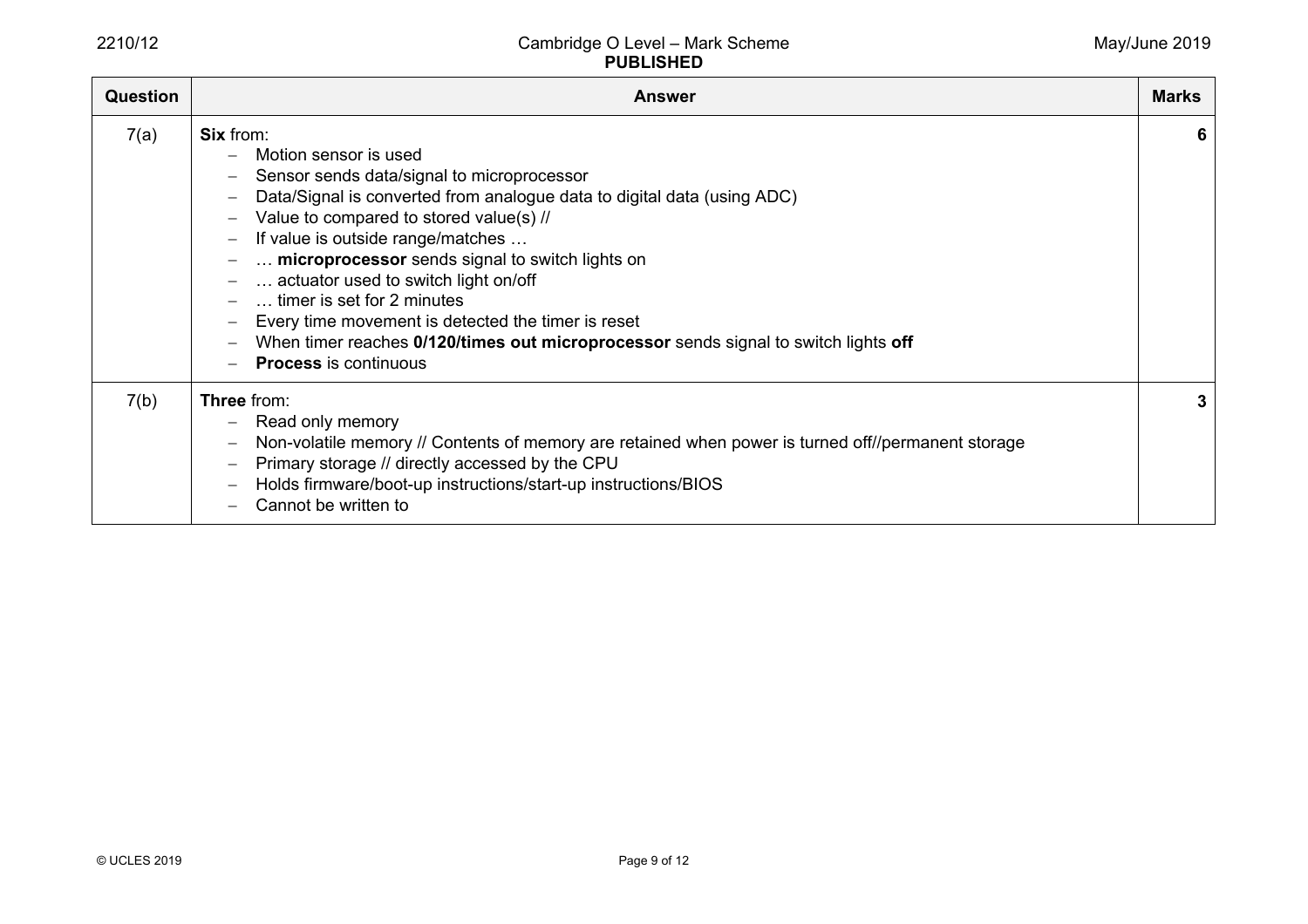| Question | Answer | Marks |
|---|---|---|
| 7(a) | **Six** from:<br>– Motion sensor is used<br>– Sensor sends data/signal to microprocessor<br>– Data/Signal is converted from analogue data to digital data (using ADC)<br>– Value to compared to stored value(s) //<br>– If value is outside range/matches …<br>– … **microprocessor** sends signal to switch lights on<br>– … actuator used to switch light on/off<br>– … timer is set for 2 minutes<br>– Every time movement is detected the timer is reset<br>– When timer reaches **0/120/times out microprocessor** sends signal to switch lights **off**<br>– **Process** is continuous | 6 |
| 7(b) | **Three** from:<br>– Read only memory<br>– Non-volatile memory // Contents of memory are retained when power is turned off//permanent storage<br>– Primary storage // directly accessed by the CPU<br>– Holds firmware/boot-up instructions/start-up instructions/BIOS<br>– Cannot be written to | 3 |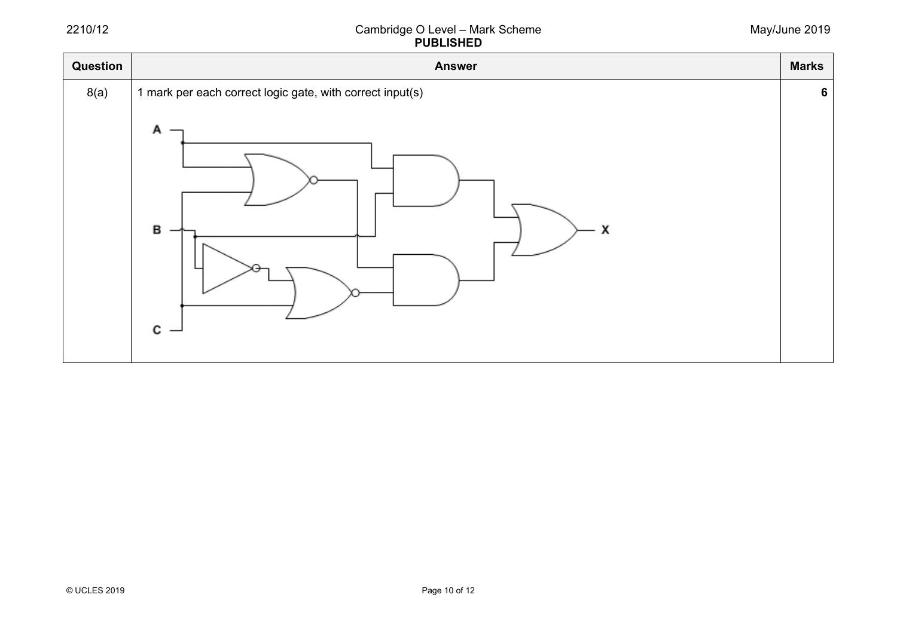| Question | Answer | Marks |
|---|---|---|
| 8(a) | 1 mark per each correct logic gate, with correct input(s) | 6 |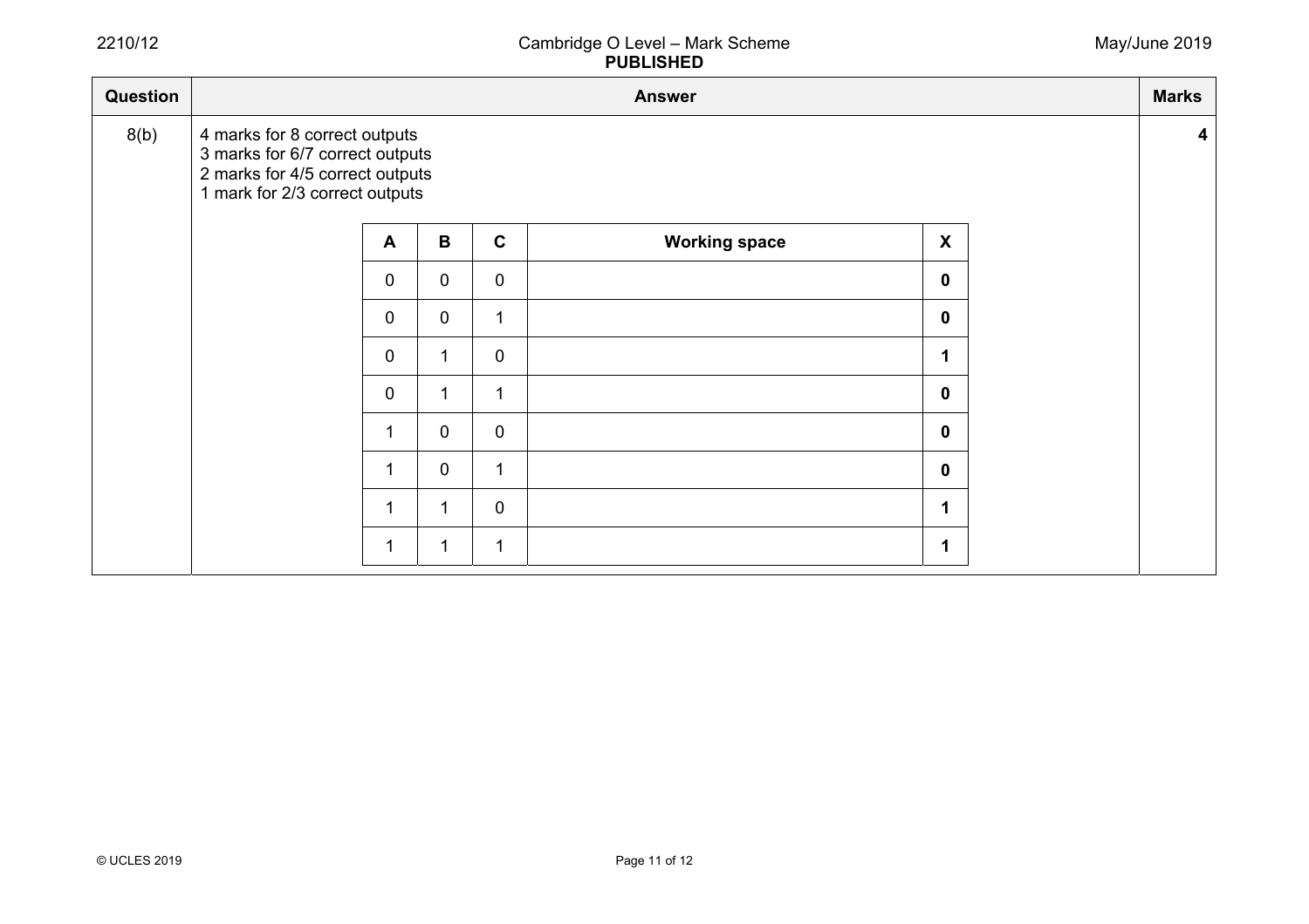| Question | Answer | Marks |
|---|---|---|
| 8(b) | 4 marks for 8 correct outputs<br>3 marks for 6/7 correct outputs<br>2 marks for 4/5 correct outputs<br>1 mark for 2/3 correct outputs | **4** |

| A | B | C | Working space | X |
|---|---|---|---|---|
| 0 | 0 | 0 | | **0** |
| 0 | 0 | 1 | | **0** |
| 0 | 1 | 0 | | **1** |
| 0 | 1 | 1 | | **0** |
| 1 | 0 | 0 | | **0** |
| 1 | 0 | 1 | | **0** |
| 1 | 1 | 0 | | **1** |
| 1 | 1 | 1 | | **1** |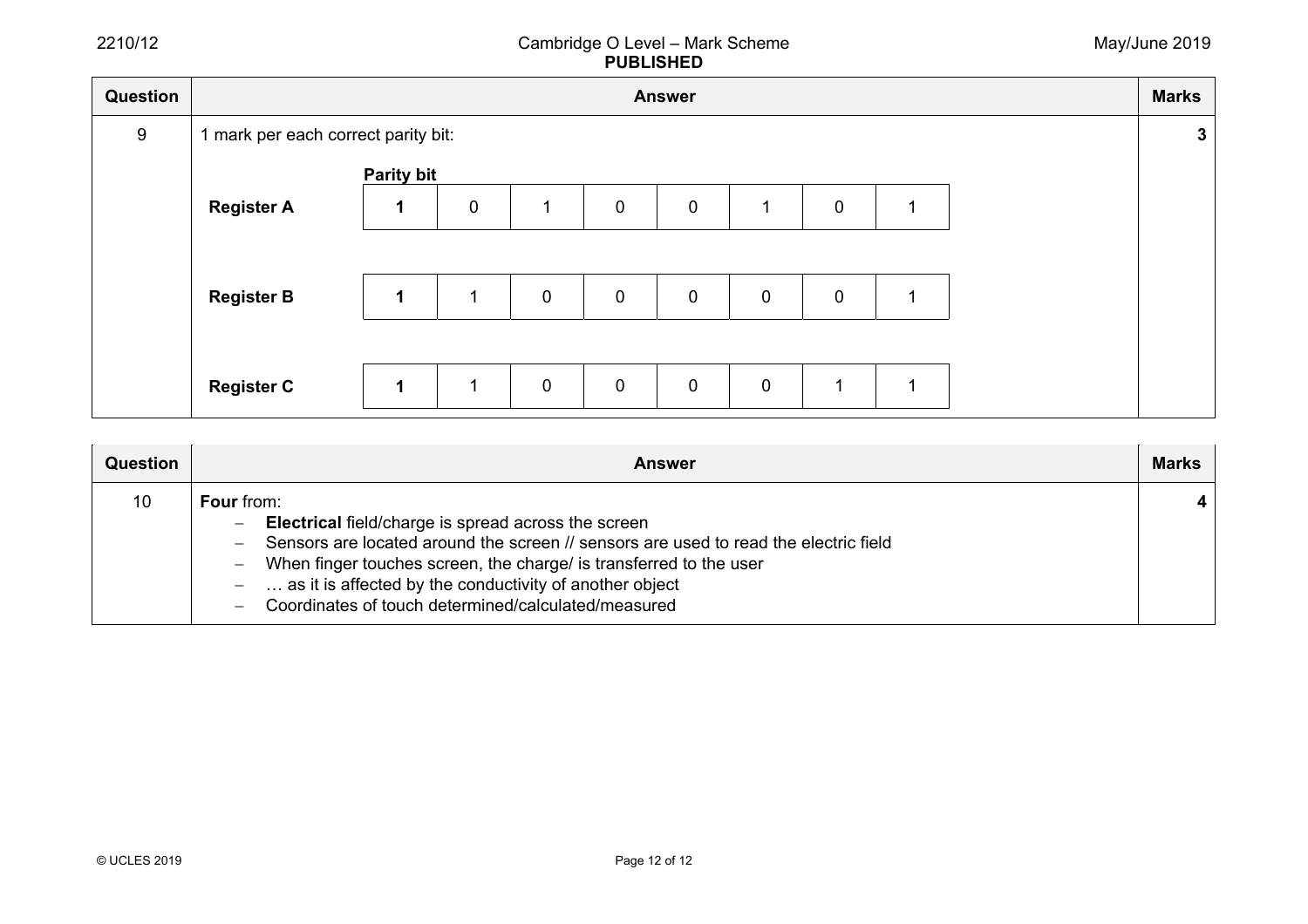| Question | Answer | Marks |
|---|---|---|
| 9 | 1 mark per each correct parity bit: | **3** |

| | Parity bit | | | | | | | |
|---|---|---|---|---|---|---|---|---|
| **Register A** | **1** | 0 | 1 | 0 | 0 | 1 | 0 | 1 |
| **Register B** | **1** | 1 | 0 | 0 | 0 | 0 | 0 | 1 |
| **Register C** | **1** | 1 | 0 | 0 | 0 | 0 | 1 | 1 |

| Question | Answer | Marks |
|---|---|---|
| 10 | **Four** from:<br>– **Electrical** field/charge is spread across the screen<br>– Sensors are located around the screen // sensors are used to read the electric field<br>– When finger touches screen, the charge/ is transferred to the user<br>– … as it is affected by the conductivity of another object<br>– Coordinates of touch determined/calculated/measured | **4** |